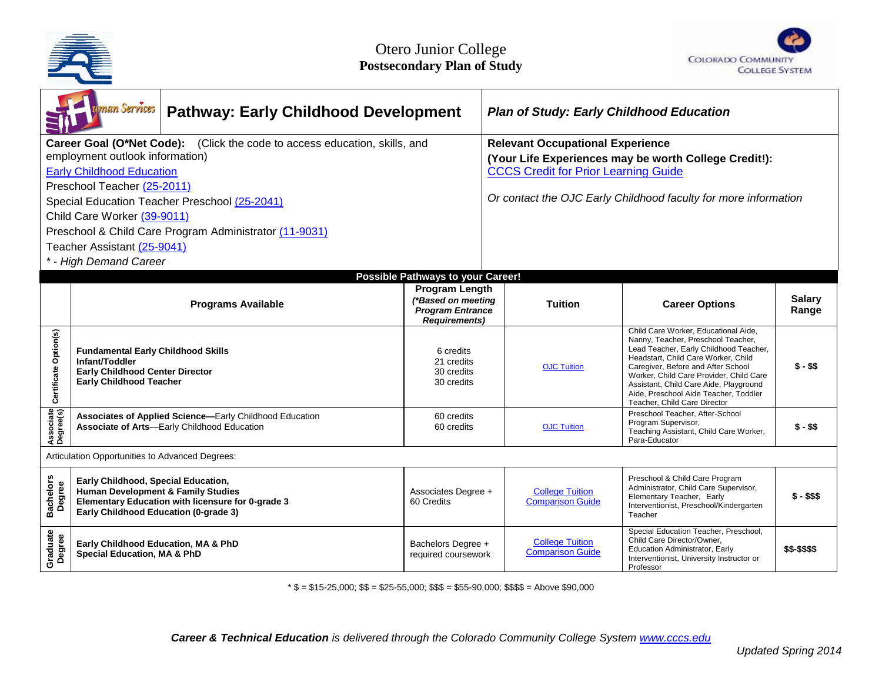# Otero Junior College
**Postsecondary Plan of Study**

| **Pathway: Early Childhood Development** | ***Plan of Study: Early Childhood Education*** |
|---|---|

**Career Goal (O*Net Code):** (Click the code to access education, skills, and employment outlook information)
Early Childhood Education
Preschool Teacher (25-2011)
Special Education Teacher Preschool (25-2041)
Child Care Worker (39-9011)
Preschool & Child Care Program Administrator (11-9031)
Teacher Assistant (25-9041)
*\* - High Demand Career*

**Relevant Occupational Experience**
**(Your Life Experiences may be worth College Credit!):**
CCCS Credit for Prior Learning Guide

*Or contact the OJC Early Childhood faculty for more information*

**Possible Pathways to your Career!**

| | **Programs Available** | **Program Length** ***(\*Based on meeting Program Entrance Requirements)*** | **Tuition** | **Career Options** | **Salary Range** |
|---|---|---|---|---|---|
| **Certificate Option(s)** | **Fundamental Early Childhood Skills**<br>**Infant/Toddler**<br>**Early Childhood Center Director**<br>**Early Childhood Teacher** | 6 credits<br>21 credits<br>30 credits<br>30 credits | OJC Tuition | Child Care Worker, Educational Aide, Nanny, Teacher, Preschool Teacher, Lead Teacher, Early Childhood Teacher, Headstart, Child Care Worker, Child Caregiver, Before and After School Worker, Child Care Provider, Child Care Assistant, Child Care Aide, Playground Aide, Preschool Aide Teacher, Toddler Teacher, Child Care Director | **$ - $$** |
| **Associate Degree(s)** | **Associates of Applied Science—**Early Childhood Education<br>**Associate of Arts**—Early Childhood Education | 60 credits<br>60 credits | OJC Tuition | Preschool Teacher, After-School Program Supervisor, Teaching Assistant, Child Care Worker, Para-Educator | **$ - $$** |
| Articulation Opportunities to Advanced Degrees: | | | | | |
| **Bachelors Degree** | **Early Childhood, Special Education,**<br>**Human Development & Family Studies**<br>**Elementary Education with licensure for 0-grade 3**<br>**Early Childhood Education (0-grade 3)** | Associates Degree + 60 Credits | College Tuition Comparison Guide | Preschool & Child Care Program Administrator, Child Care Supervisor, Elementary Teacher, Early Interventionist, Preschool/Kindergarten Teacher | **$ - $$$** |
| **Graduate Degree** | **Early Childhood Education, MA & PhD**<br>**Special Education, MA & PhD** | Bachelors Degree + required coursework | College Tuition Comparison Guide | Special Education Teacher, Preschool, Child Care Director/Owner, Education Administrator, Early Interventionist, University Instructor or Professor | **$$-$$$$** |

\* $ = $15-25,000; $$ = $25-55,000; $$$ = $55-90,000; $$$$ = Above $90,000

***Career & Technical Education** is delivered through the Colorado Community College System www.cccs.edu*

*Updated Spring 2014*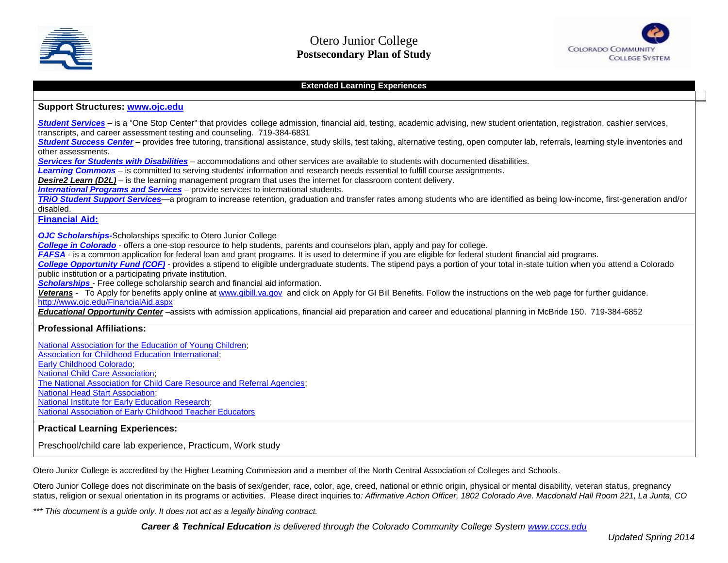# Otero Junior College
## Postsecondary Plan of Study

### Extended Learning Experiences

**Support Structures: www.ojc.edu**

***Student Services*** – is a "One Stop Center" that provides college admission, financial aid, testing, academic advising, new student orientation, registration, cashier services, transcripts, and career assessment testing and counseling. 719-384-6831
***Student Success Center*** – provides free tutoring, transitional assistance, study skills, test taking, alternative testing, open computer lab, referrals, learning style inventories and other assessments.
***Services for Students with Disabilities*** – accommodations and other services are available to students with documented disabilities.
***Learning Commons*** – is committed to serving students' information and research needs essential to fulfill course assignments.
***Desire2 Learn (D2L)*** – is the learning management program that uses the internet for classroom content delivery.
***International Programs and Services*** – provide services to international students.
***TRiO Student Support Services***—a program to increase retention, graduation and transfer rates among students who are identified as being low-income, first-generation and/or disabled.

**Financial Aid:**

***OJC Scholarships-***Scholarships specific to Otero Junior College
***College in Colorado*** - offers a one-stop resource to help students, parents and counselors plan, apply and pay for college.
***FAFSA*** - is a common application for federal loan and grant programs. It is used to determine if you are eligible for federal student financial aid programs.
***College Opportunity Fund (COF)*** - provides a stipend to eligible undergraduate students. The stipend pays a portion of your total in-state tuition when you attend a Colorado public institution or a participating private institution.
***Scholarships*** - Free college scholarship search and financial aid information.
***Veterans*** - To Apply for benefits apply online at www.gibill.va.gov and click on Apply for GI Bill Benefits. Follow the instructions on the web page for further guidance. http://www.ojc.edu/FinancialAid.aspx
***Educational Opportunity Center*** –assists with admission applications, financial aid preparation and career and educational planning in McBride 150. 719-384-6852

**Professional Affiliations:**

National Association for the Education of Young Children;
Association for Childhood Education International;
Early Childhood Colorado;
National Child Care Association;
The National Association for Child Care Resource and Referral Agencies;
National Head Start Association;
National Institute for Early Education Research;
National Association of Early Childhood Teacher Educators

**Practical Learning Experiences:**

Preschool/child care lab experience, Practicum, Work study

Otero Junior College is accredited by the Higher Learning Commission and a member of the North Central Association of Colleges and Schools.

Otero Junior College does not discriminate on the basis of sex/gender, race, color, age, creed, national or ethnic origin, physical or mental disability, veteran status, pregnancy status, religion or sexual orientation in its programs or activities. Please direct inquiries to: *Affirmative Action Officer, 1802 Colorado Ave. Macdonald Hall Room 221, La Junta, CO*

*\*\*\* This document is a guide only. It does not act as a legally binding contract.*

***Career & Technical Education** is delivered through the Colorado Community College System www.cccs.edu*

*Updated Spring 2014*